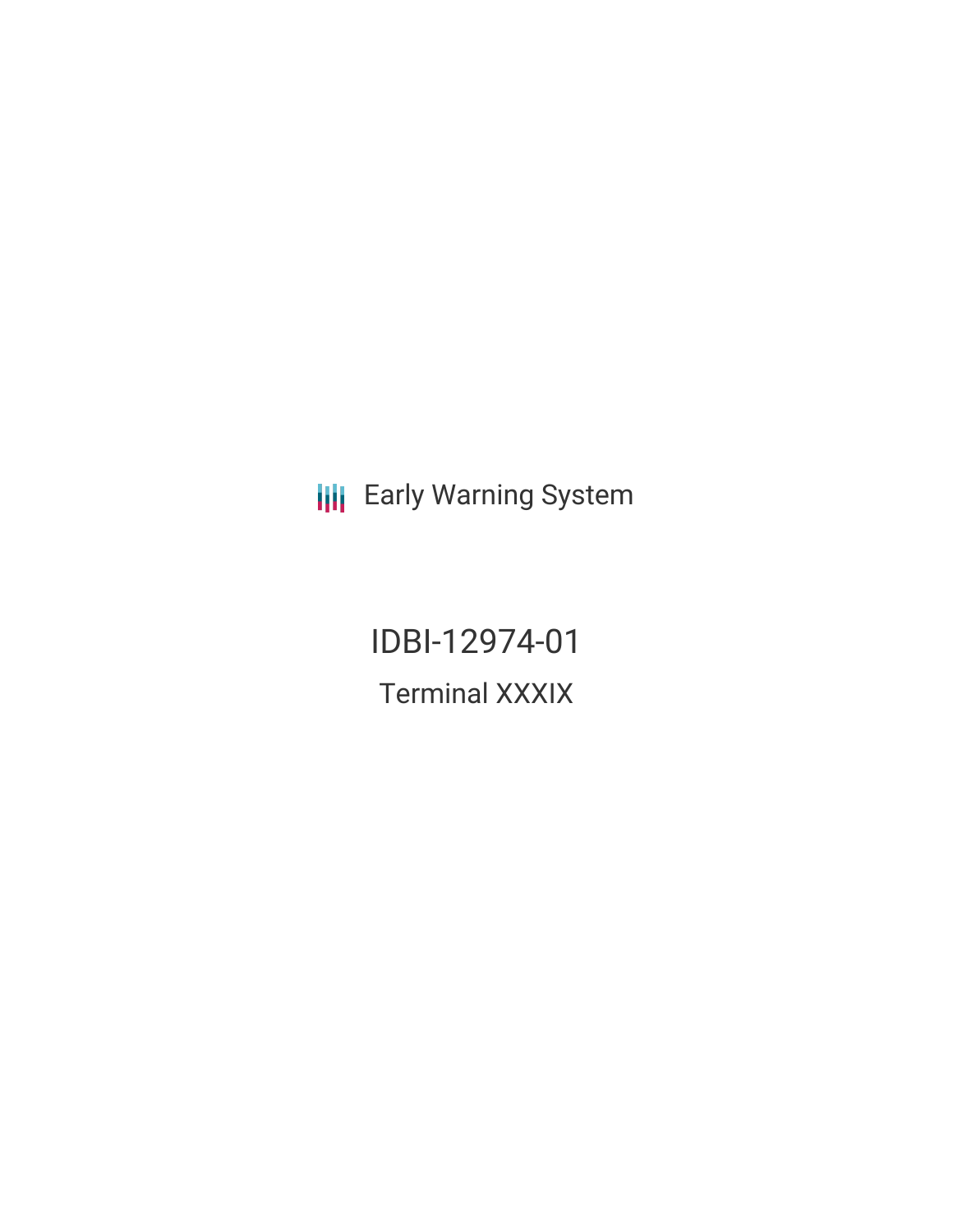Early Warning System

# IDBI-12974-01

## Terminal XXXIX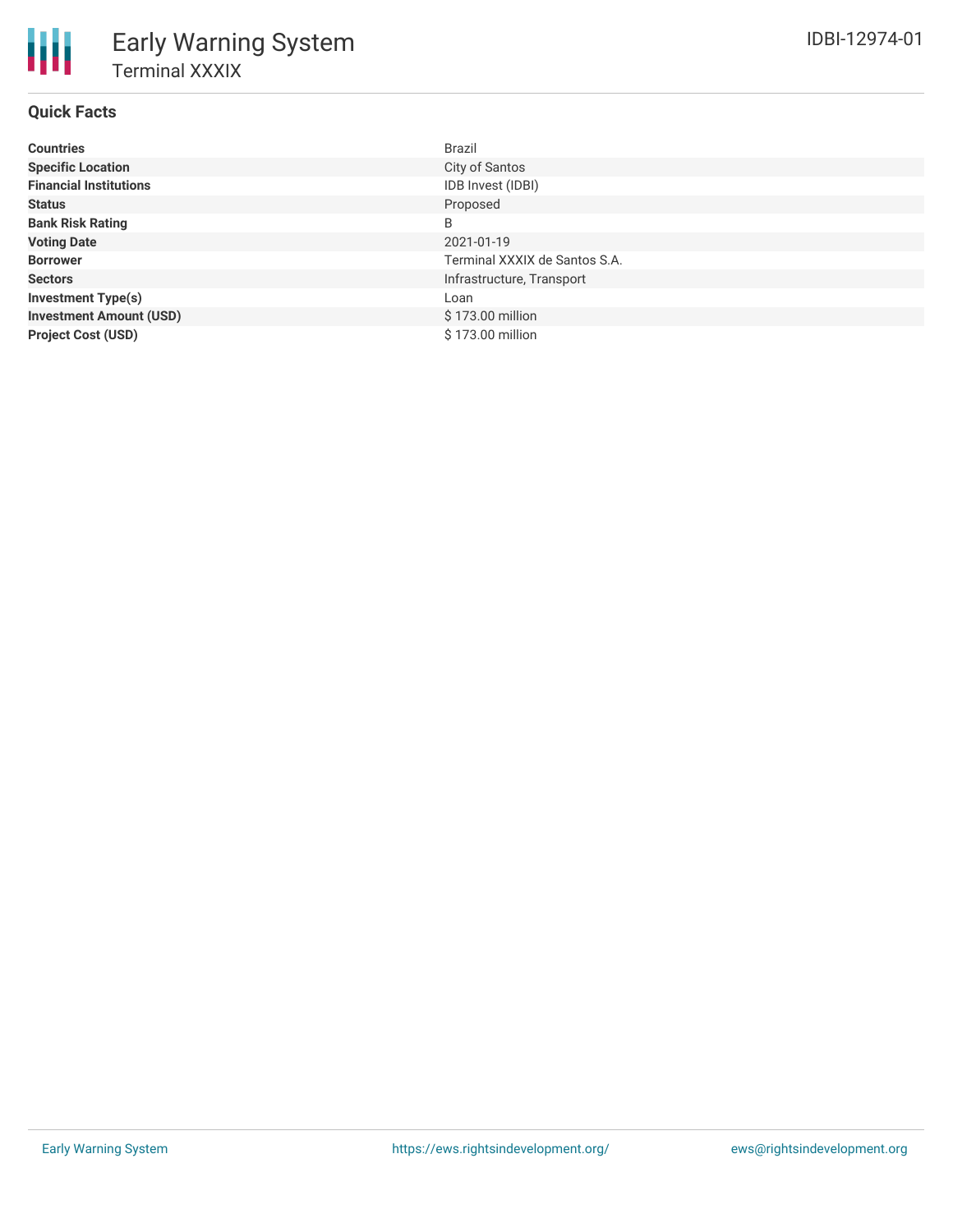# Early Warning System

## Terminal XXXIX

IDBI-12974-01

### Quick Facts

| | |
|---|---|
| **Countries** | Brazil |
| **Specific Location** | City of Santos |
| **Financial Institutions** | IDB Invest (IDBI) |
| **Status** | Proposed |
| **Bank Risk Rating** | B |
| **Voting Date** | 2021-01-19 |
| **Borrower** | Terminal XXXIX de Santos S.A. |
| **Sectors** | Infrastructure, Transport |
| **Investment Type(s)** | Loan |
| **Investment Amount (USD)** | $ 173.00 million |
| **Project Cost (USD)** | $ 173.00 million |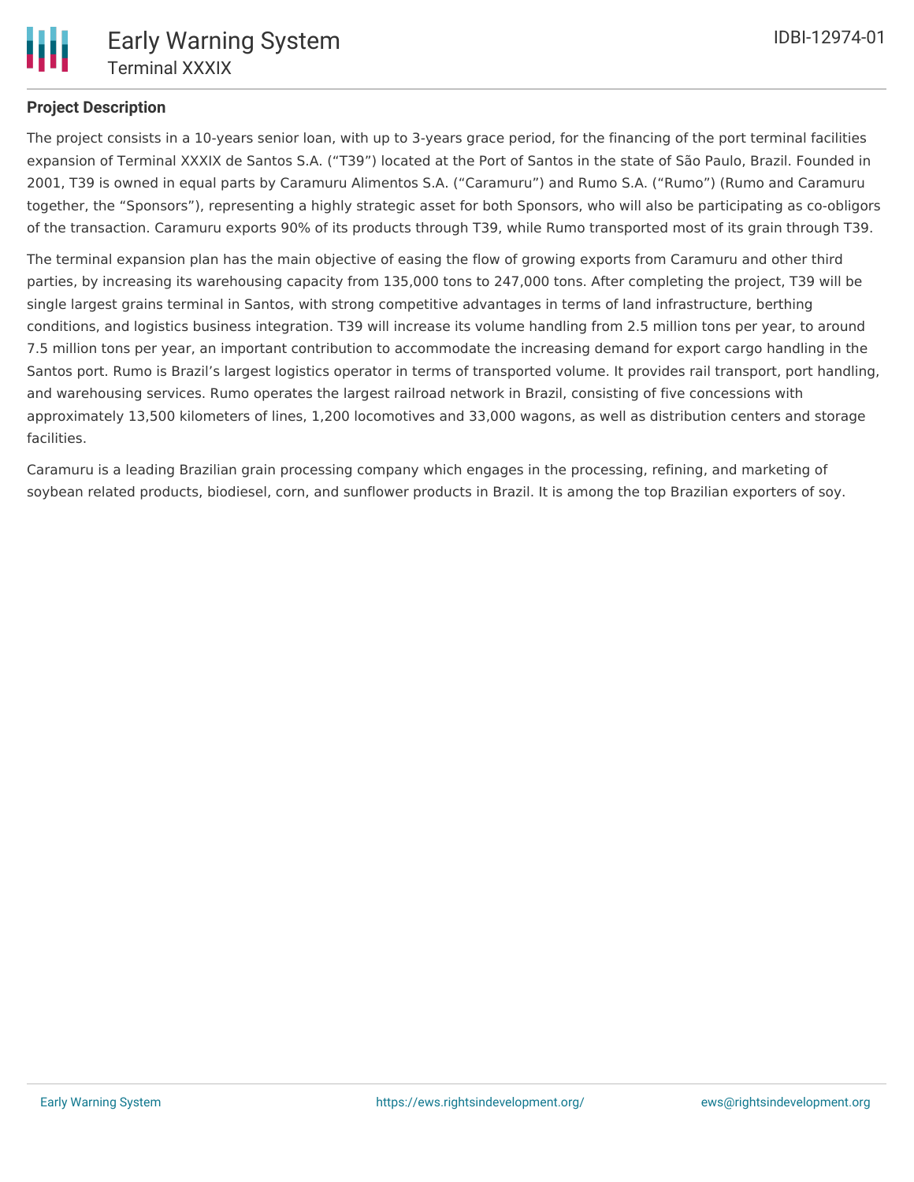## Project Description

The project consists in a 10-years senior loan, with up to 3-years grace period, for the financing of the port terminal facilities expansion of Terminal XXXIX de Santos S.A. ("T39") located at the Port of Santos in the state of São Paulo, Brazil. Founded in 2001, T39 is owned in equal parts by Caramuru Alimentos S.A. ("Caramuru") and Rumo S.A. ("Rumo") (Rumo and Caramuru together, the "Sponsors"), representing a highly strategic asset for both Sponsors, who will also be participating as co-obligors of the transaction. Caramuru exports 90% of its products through T39, while Rumo transported most of its grain through T39.

The terminal expansion plan has the main objective of easing the flow of growing exports from Caramuru and other third parties, by increasing its warehousing capacity from 135,000 tons to 247,000 tons. After completing the project, T39 will be single largest grains terminal in Santos, with strong competitive advantages in terms of land infrastructure, berthing conditions, and logistics business integration. T39 will increase its volume handling from 2.5 million tons per year, to around 7.5 million tons per year, an important contribution to accommodate the increasing demand for export cargo handling in the Santos port. Rumo is Brazil's largest logistics operator in terms of transported volume. It provides rail transport, port handling, and warehousing services. Rumo operates the largest railroad network in Brazil, consisting of five concessions with approximately 13,500 kilometers of lines, 1,200 locomotives and 33,000 wagons, as well as distribution centers and storage facilities.

Caramuru is a leading Brazilian grain processing company which engages in the processing, refining, and marketing of soybean related products, biodiesel, corn, and sunflower products in Brazil. It is among the top Brazilian exporters of soy.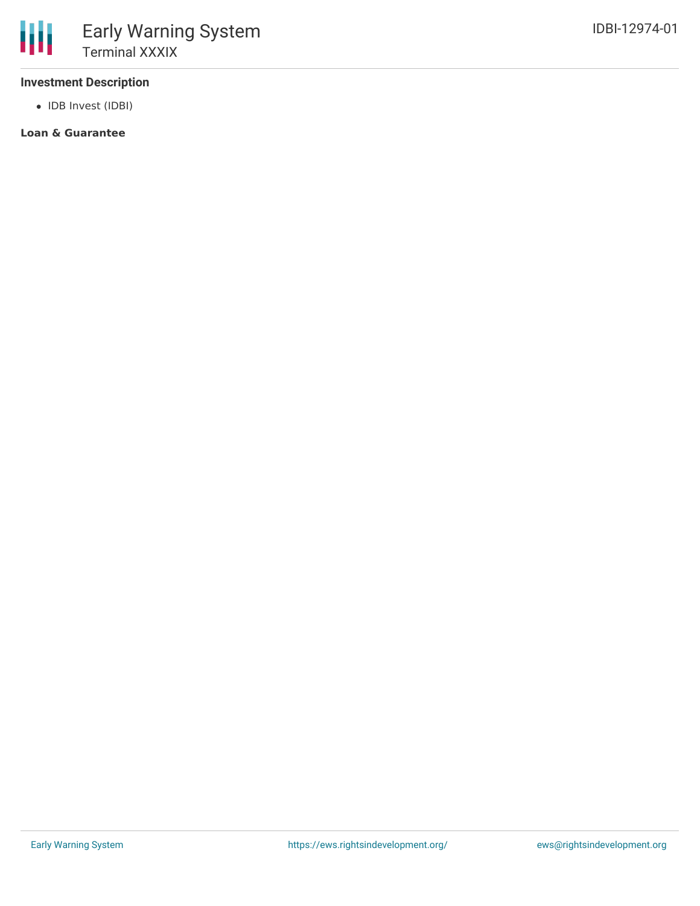**Investment Description**

- IDB Invest (IDBI)

**Loan & Guarantee**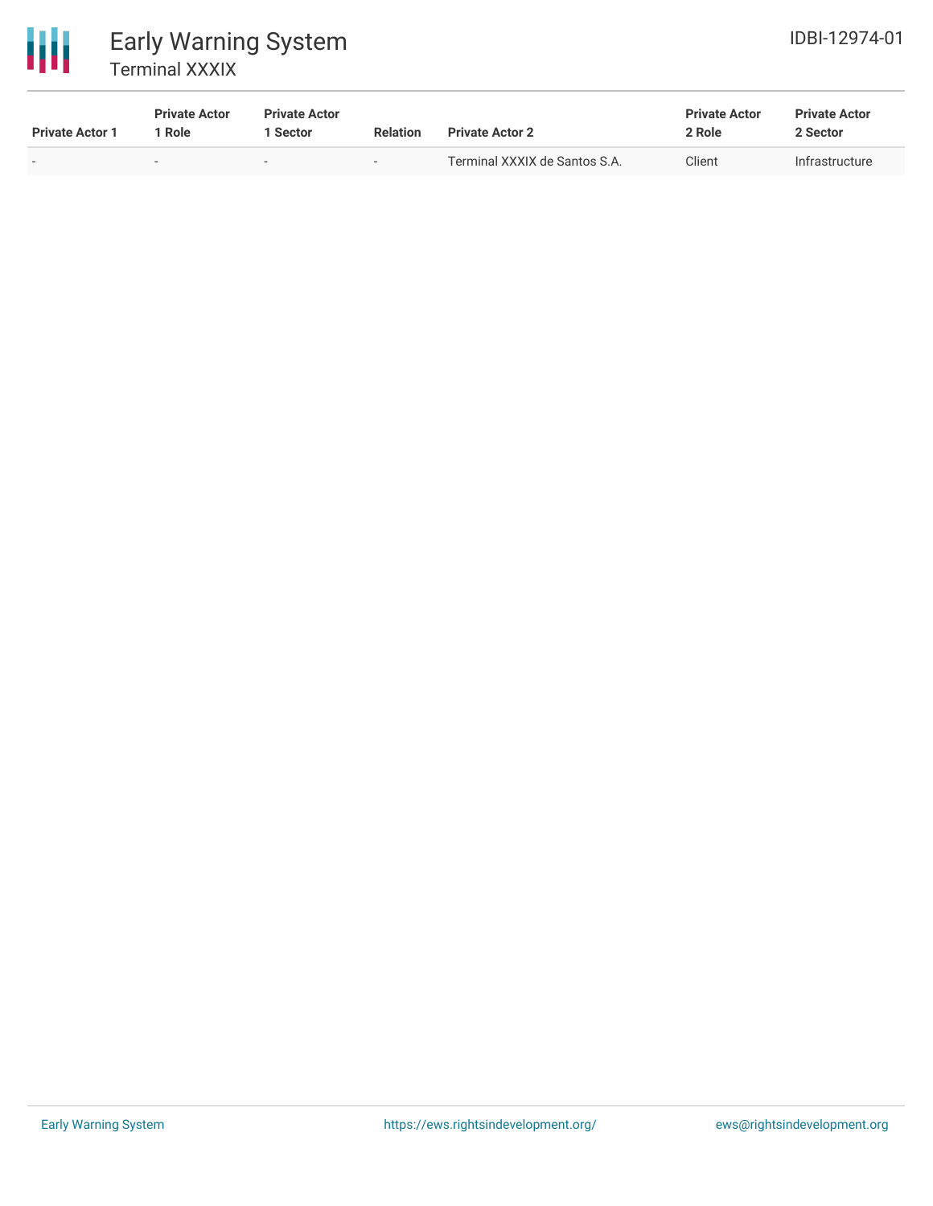| Private Actor 1 | Private Actor 1 Role | Private Actor 1 Sector | Relation | Private Actor 2 | Private Actor 2 Role | Private Actor 2 Sector |
|---|---|---|---|---|---|---|
| - | - | - | - | Terminal XXXIX de Santos S.A. | Client | Infrastructure |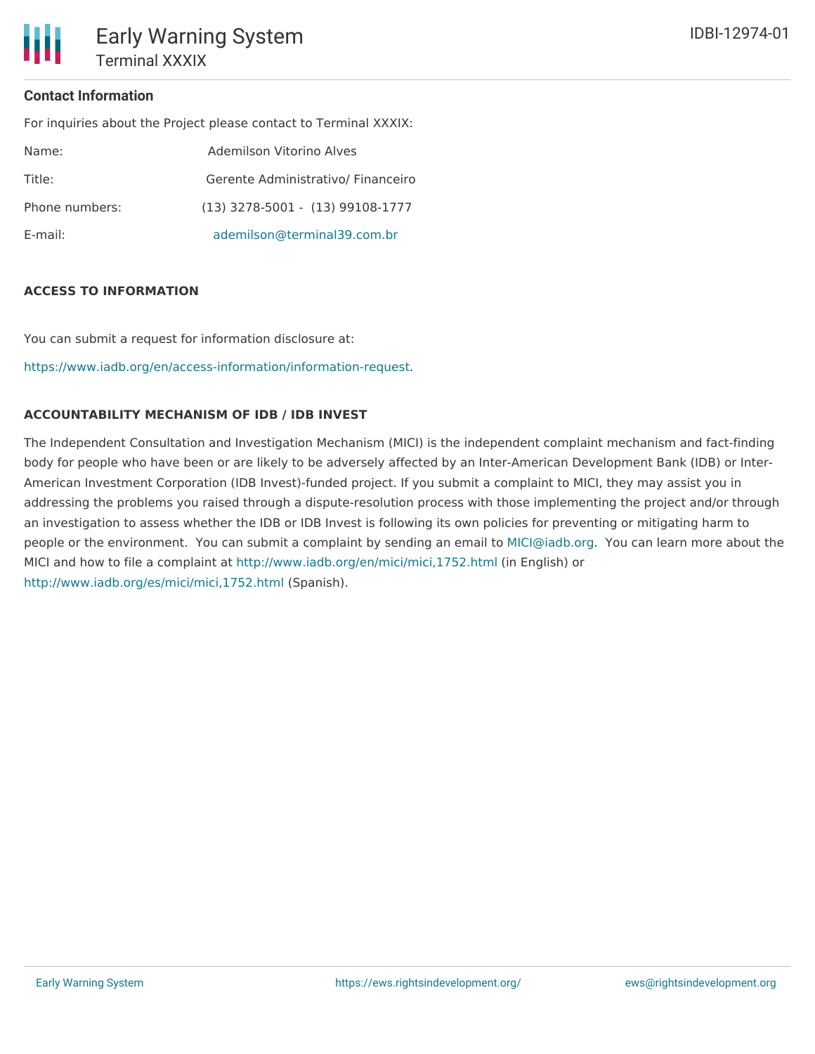### Contact Information

For inquiries about the Project please contact to Terminal XXXIX:

| | |
|---|---|
| Name: | Ademilson Vitorino Alves |
| Title: | Gerente Administrativo/ Financeiro |
| Phone numbers: | (13) 3278-5001 - (13) 99108-1777 |
| E-mail: | ademilson@terminal39.com.br |

### ACCESS TO INFORMATION

You can submit a request for information disclosure at:

https://www.iadb.org/en/access-information/information-request.

### ACCOUNTABILITY MECHANISM OF IDB / IDB INVEST

The Independent Consultation and Investigation Mechanism (MICI) is the independent complaint mechanism and fact-finding body for people who have been or are likely to be adversely affected by an Inter-American Development Bank (IDB) or Inter-American Investment Corporation (IDB Invest)-funded project. If you submit a complaint to MICI, they may assist you in addressing the problems you raised through a dispute-resolution process with those implementing the project and/or through an investigation to assess whether the IDB or IDB Invest is following its own policies for preventing or mitigating harm to people or the environment. You can submit a complaint by sending an email to MICI@iadb.org. You can learn more about the MICI and how to file a complaint at http://www.iadb.org/en/mici/mici,1752.html (in English) or http://www.iadb.org/es/mici/mici,1752.html (Spanish).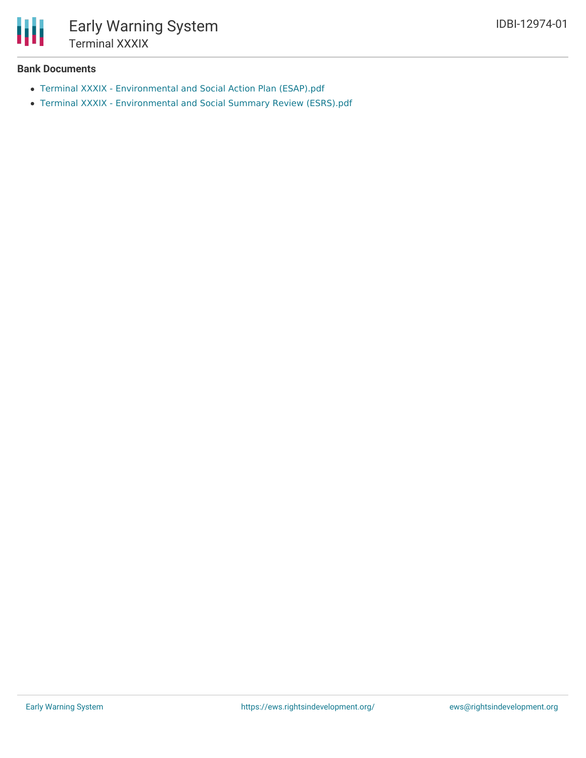**Bank Documents**

- Terminal XXXIX - Environmental and Social Action Plan (ESAP).pdf
- Terminal XXXIX - Environmental and Social Summary Review (ESRS).pdf